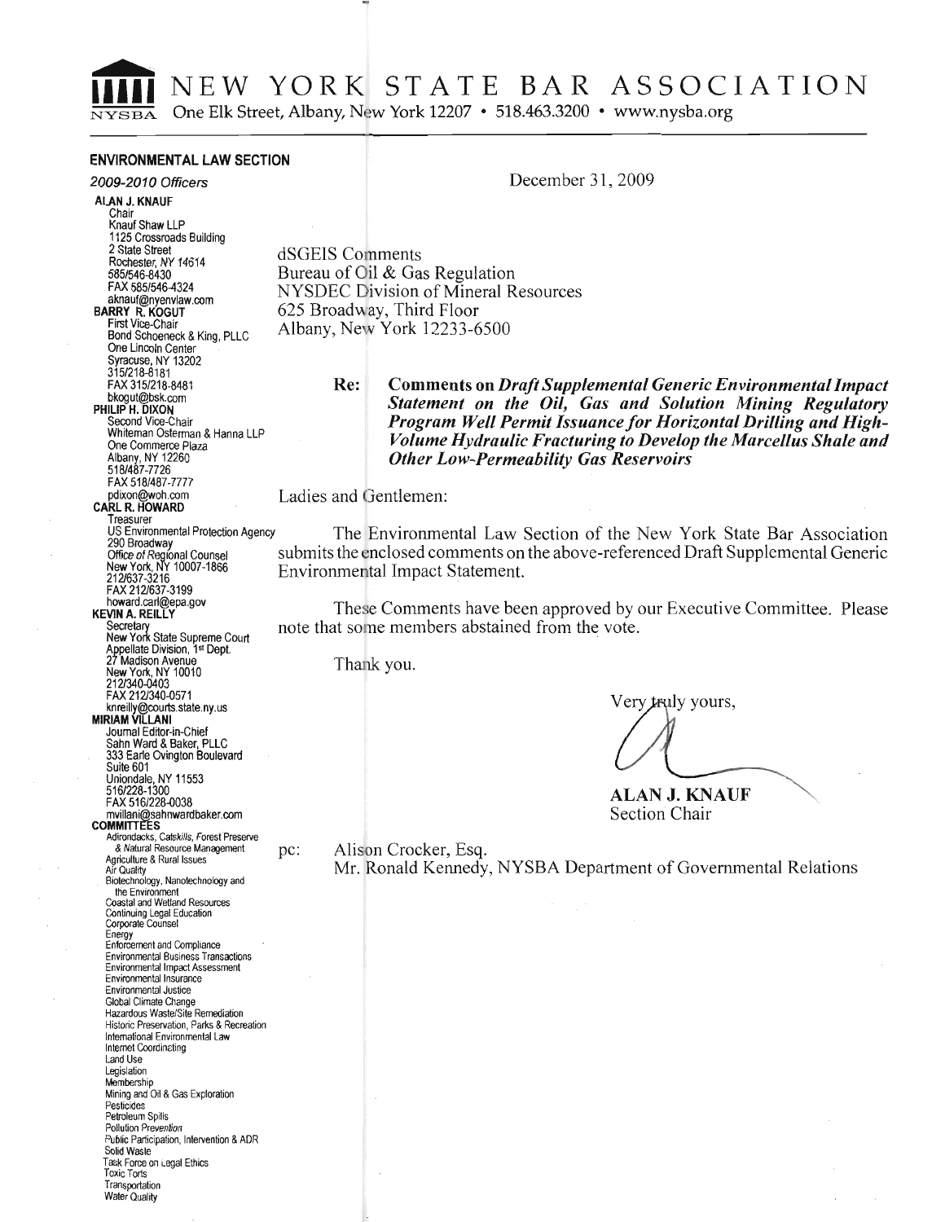# NEW YORK STATE BAR ASSOCIATION

NYSBA One Elk Street, Albany, New York 12207 • 518.463.3200 • www.nysba.org

**ENVIRONMENTAL LAW SECTION**

*2009-2010 Officers*

**ALAN J. KNAUF**
Chair
Knauf Shaw LLP
1125 Crossroads Building
2 State Street
Rochester, NY 14614
585/546-8430
FAX 585/546-4324
aknauf@nyenvlaw.com

**BARRY R. KOGUT**
First Vice-Chair
Bond Schoeneck & King, PLLC
One Lincoln Center
Syracuse, NY 13202
315/218-8181
FAX 315/218-8481
bkogut@bsk.com

**PHILIP H. DIXON**
Second Vice-Chair
Whiteman Osterman & Hanna LLP
One Commerce Plaza
Albany, NY 12260
518/487-7726
FAX 518/487-7777
pdixon@woh.com

**CARL R. HOWARD**
Treasurer
US Environmental Protection Agency
290 Broadway
Office of Regional Counsel
New York, NY 10007-1866
212/637-3216
FAX 212/637-3199
howard.carl@epa.gov

**KEVIN A. REILLY**
Secretary
New York State Supreme Court
Appellate Division, 1st Dept.
27 Madison Avenue
New York, NY 10010
212/340-0403
FAX 212/340-0571
knreilly@courts.state.ny.us

**MIRIAM VILLANI**
Journal Editor-in-Chief
Sahn Ward & Baker, PLLC
333 Earle Ovington Boulevard
Suite 601
Uniondale, NY 11553
516/228-1300
FAX 516/228-0038
mvillani@sahnwardbaker.com

**COMMITTEES**
Adirondacks, Catskills, Forest Preserve & Natural Resource Management
Agriculture & Rural Issues
Air Quality
Biotechnology, Nanotechnology and the Environment
Coastal and Wetland Resources
Continuing Legal Education
Corporate Counsel
Energy
Enforcement and Compliance
Environmental Business Transactions
Environmental Impact Assessment
Environmental Insurance
Environmental Justice
Global Climate Change
Hazardous Waste/Site Remediation
Historic Preservation, Parks & Recreation
International Environmental Law
Internet Coordinating
Land Use
Legislation
Membership
Mining and Oil & Gas Exploration
Pesticides
Petroleum Spills
Pollution Prevention
Public Participation, Intervention & ADR
Solid Waste
Task Force on Legal Ethics
Toxic Torts
Transportation
Water Quality

December 31, 2009

dSGEIS Comments
Bureau of Oil & Gas Regulation
NYSDEC Division of Mineral Resources
625 Broadway, Third Floor
Albany, New York 12233-6500

**Re: Comments on *Draft Supplemental Generic Environmental Impact Statement on the Oil, Gas and Solution Mining Regulatory Program Well Permit Issuance for Horizontal Drilling and High-Volume Hydraulic Fracturing to Develop the Marcellus Shale and Other Low-Permeability Gas Reservoirs***

Ladies and Gentlemen:

The Environmental Law Section of the New York State Bar Association submits the enclosed comments on the above-referenced Draft Supplemental Generic Environmental Impact Statement.

These Comments have been approved by our Executive Committee. Please note that some members abstained from the vote.

Thank you.

Very truly yours,

**ALAN J. KNAUF**
Section Chair

pc: Alison Crocker, Esq.
Mr. Ronald Kennedy, NYSBA Department of Governmental Relations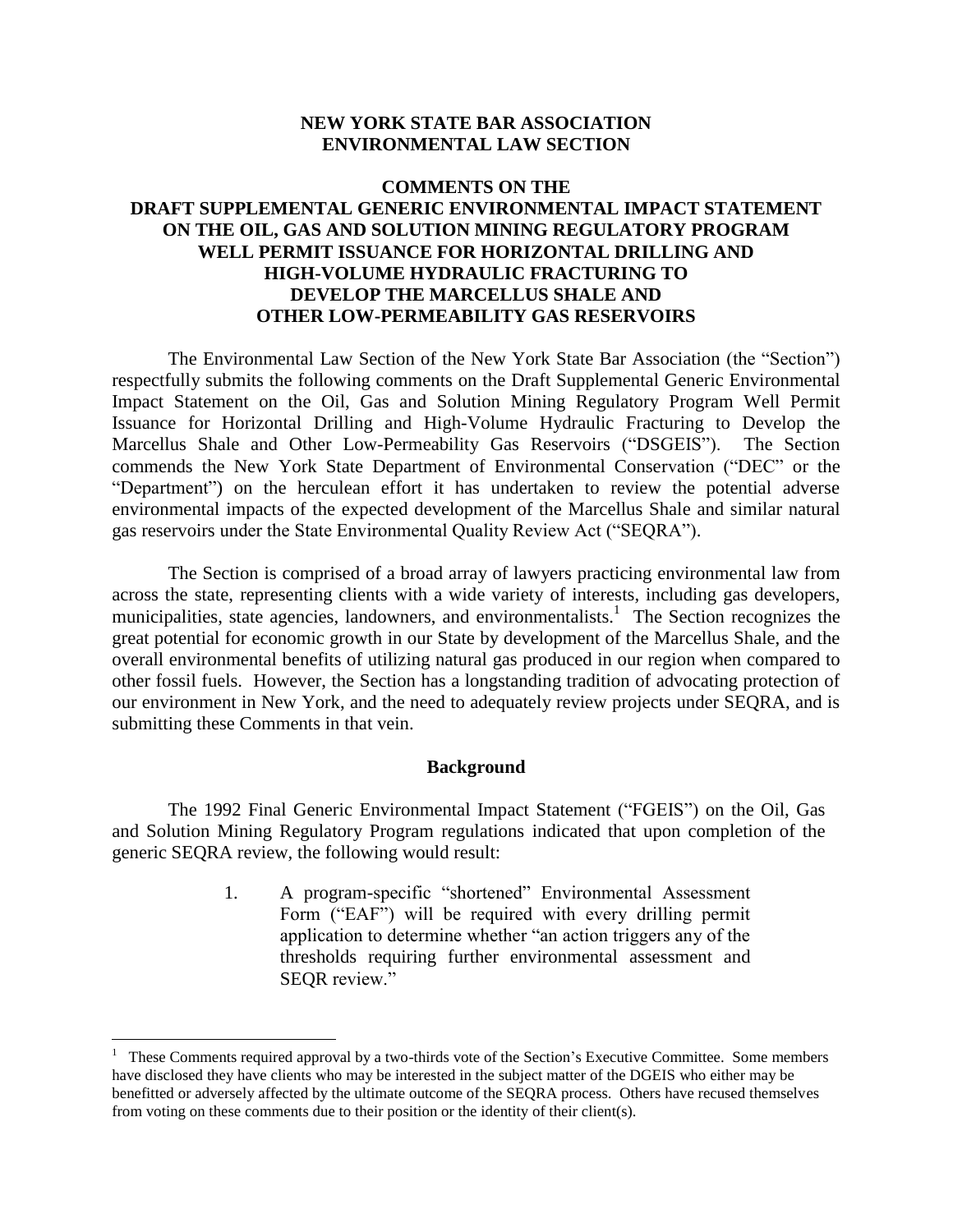**NEW YORK STATE BAR ASSOCIATION**
**ENVIRONMENTAL LAW SECTION**

# COMMENTS ON THE DRAFT SUPPLEMENTAL GENERIC ENVIRONMENTAL IMPACT STATEMENT ON THE OIL, GAS AND SOLUTION MINING REGULATORY PROGRAM WELL PERMIT ISSUANCE FOR HORIZONTAL DRILLING AND HIGH-VOLUME HYDRAULIC FRACTURING TO DEVELOP THE MARCELLUS SHALE AND OTHER LOW-PERMEABILITY GAS RESERVOIRS

The Environmental Law Section of the New York State Bar Association (the "Section") respectfully submits the following comments on the Draft Supplemental Generic Environmental Impact Statement on the Oil, Gas and Solution Mining Regulatory Program Well Permit Issuance for Horizontal Drilling and High-Volume Hydraulic Fracturing to Develop the Marcellus Shale and Other Low-Permeability Gas Reservoirs ("DSGEIS"). The Section commends the New York State Department of Environmental Conservation ("DEC" or the "Department") on the herculean effort it has undertaken to review the potential adverse environmental impacts of the expected development of the Marcellus Shale and similar natural gas reservoirs under the State Environmental Quality Review Act ("SEQRA").

The Section is comprised of a broad array of lawyers practicing environmental law from across the state, representing clients with a wide variety of interests, including gas developers, municipalities, state agencies, landowners, and environmentalists.[1] The Section recognizes the great potential for economic growth in our State by development of the Marcellus Shale, and the overall environmental benefits of utilizing natural gas produced in our region when compared to other fossil fuels. However, the Section has a longstanding tradition of advocating protection of our environment in New York, and the need to adequately review projects under SEQRA, and is submitting these Comments in that vein.

## Background

The 1992 Final Generic Environmental Impact Statement ("FGEIS") on the Oil, Gas and Solution Mining Regulatory Program regulations indicated that upon completion of the generic SEQRA review, the following would result:

1. A program-specific "shortened" Environmental Assessment Form ("EAF") will be required with every drilling permit application to determine whether "an action triggers any of the thresholds requiring further environmental assessment and SEQR review."

[1] These Comments required approval by a two-thirds vote of the Section's Executive Committee. Some members have disclosed they have clients who may be interested in the subject matter of the DGEIS who either may be benefitted or adversely affected by the ultimate outcome of the SEQRA process. Others have recused themselves from voting on these comments due to their position or the identity of their client(s).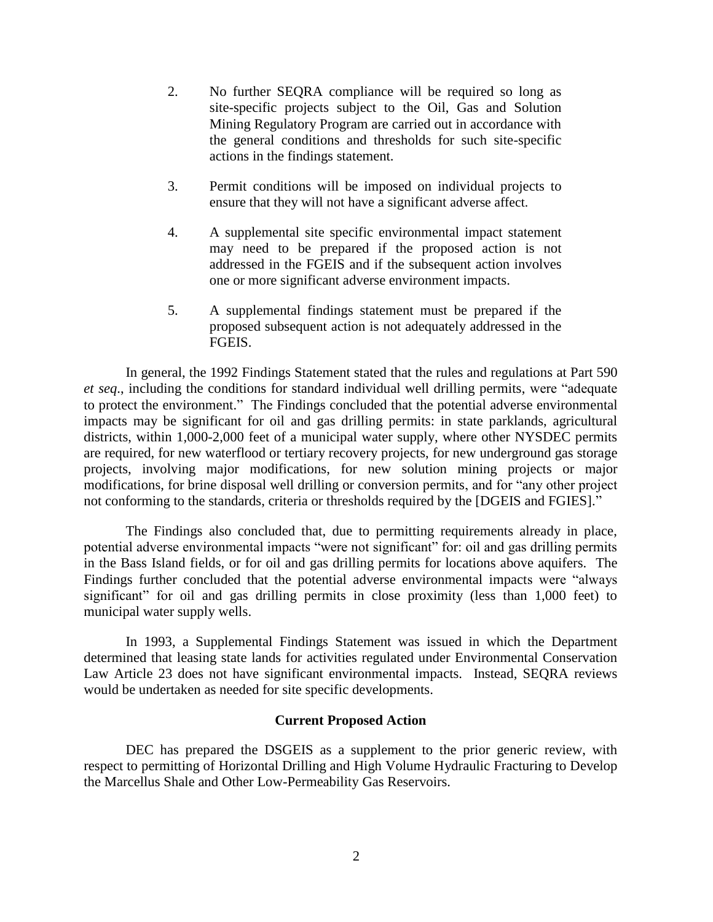2. No further SEQRA compliance will be required so long as site-specific projects subject to the Oil, Gas and Solution Mining Regulatory Program are carried out in accordance with the general conditions and thresholds for such site-specific actions in the findings statement.

3. Permit conditions will be imposed on individual projects to ensure that they will not have a significant adverse affect.

4. A supplemental site specific environmental impact statement may need to be prepared if the proposed action is not addressed in the FGEIS and if the subsequent action involves one or more significant adverse environment impacts.

5. A supplemental findings statement must be prepared if the proposed subsequent action is not adequately addressed in the FGEIS.

In general, the 1992 Findings Statement stated that the rules and regulations at Part 590 *et seq*., including the conditions for standard individual well drilling permits, were "adequate to protect the environment." The Findings concluded that the potential adverse environmental impacts may be significant for oil and gas drilling permits: in state parklands, agricultural districts, within 1,000-2,000 feet of a municipal water supply, where other NYSDEC permits are required, for new waterflood or tertiary recovery projects, for new underground gas storage projects, involving major modifications, for new solution mining projects or major modifications, for brine disposal well drilling or conversion permits, and for "any other project not conforming to the standards, criteria or thresholds required by the [DGEIS and FGIES]."

The Findings also concluded that, due to permitting requirements already in place, potential adverse environmental impacts "were not significant" for: oil and gas drilling permits in the Bass Island fields, or for oil and gas drilling permits for locations above aquifers. The Findings further concluded that the potential adverse environmental impacts were "always significant" for oil and gas drilling permits in close proximity (less than 1,000 feet) to municipal water supply wells.

In 1993, a Supplemental Findings Statement was issued in which the Department determined that leasing state lands for activities regulated under Environmental Conservation Law Article 23 does not have significant environmental impacts. Instead, SEQRA reviews would be undertaken as needed for site specific developments.

**Current Proposed Action**

DEC has prepared the DSGEIS as a supplement to the prior generic review, with respect to permitting of Horizontal Drilling and High Volume Hydraulic Fracturing to Develop the Marcellus Shale and Other Low-Permeability Gas Reservoirs.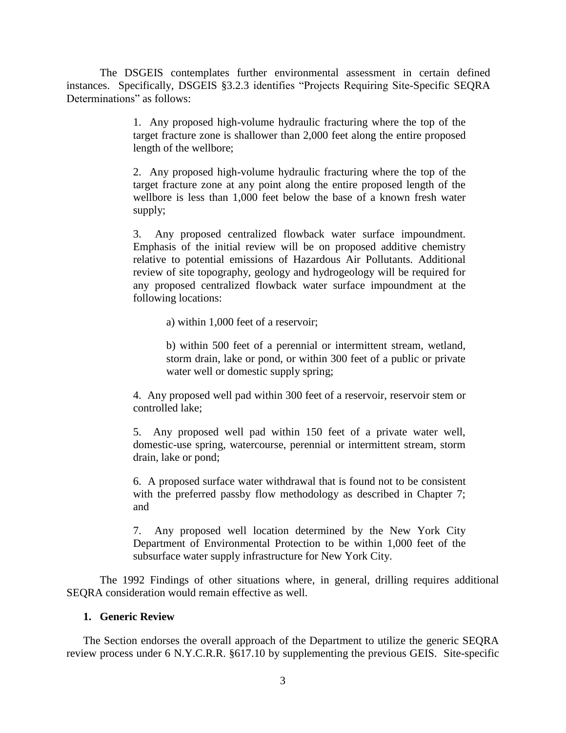The DSGEIS contemplates further environmental assessment in certain defined instances. Specifically, DSGEIS §3.2.3 identifies "Projects Requiring Site-Specific SEQRA Determinations" as follows:

> 1. Any proposed high-volume hydraulic fracturing where the top of the target fracture zone is shallower than 2,000 feet along the entire proposed length of the wellbore;
>
> 2. Any proposed high-volume hydraulic fracturing where the top of the target fracture zone at any point along the entire proposed length of the wellbore is less than 1,000 feet below the base of a known fresh water supply;
>
> 3. Any proposed centralized flowback water surface impoundment. Emphasis of the initial review will be on proposed additive chemistry relative to potential emissions of Hazardous Air Pollutants. Additional review of site topography, geology and hydrogeology will be required for any proposed centralized flowback water surface impoundment at the following locations:
>
> > a) within 1,000 feet of a reservoir;
> >
> > b) within 500 feet of a perennial or intermittent stream, wetland, storm drain, lake or pond, or within 300 feet of a public or private water well or domestic supply spring;
>
> 4. Any proposed well pad within 300 feet of a reservoir, reservoir stem or controlled lake;
>
> 5. Any proposed well pad within 150 feet of a private water well, domestic-use spring, watercourse, perennial or intermittent stream, storm drain, lake or pond;
>
> 6. A proposed surface water withdrawal that is found not to be consistent with the preferred passby flow methodology as described in Chapter 7; and
>
> 7. Any proposed well location determined by the New York City Department of Environmental Protection to be within 1,000 feet of the subsurface water supply infrastructure for New York City.

The 1992 Findings of other situations where, in general, drilling requires additional SEQRA consideration would remain effective as well.

### 1. Generic Review

The Section endorses the overall approach of the Department to utilize the generic SEQRA review process under 6 N.Y.C.R.R. §617.10 by supplementing the previous GEIS. Site-specific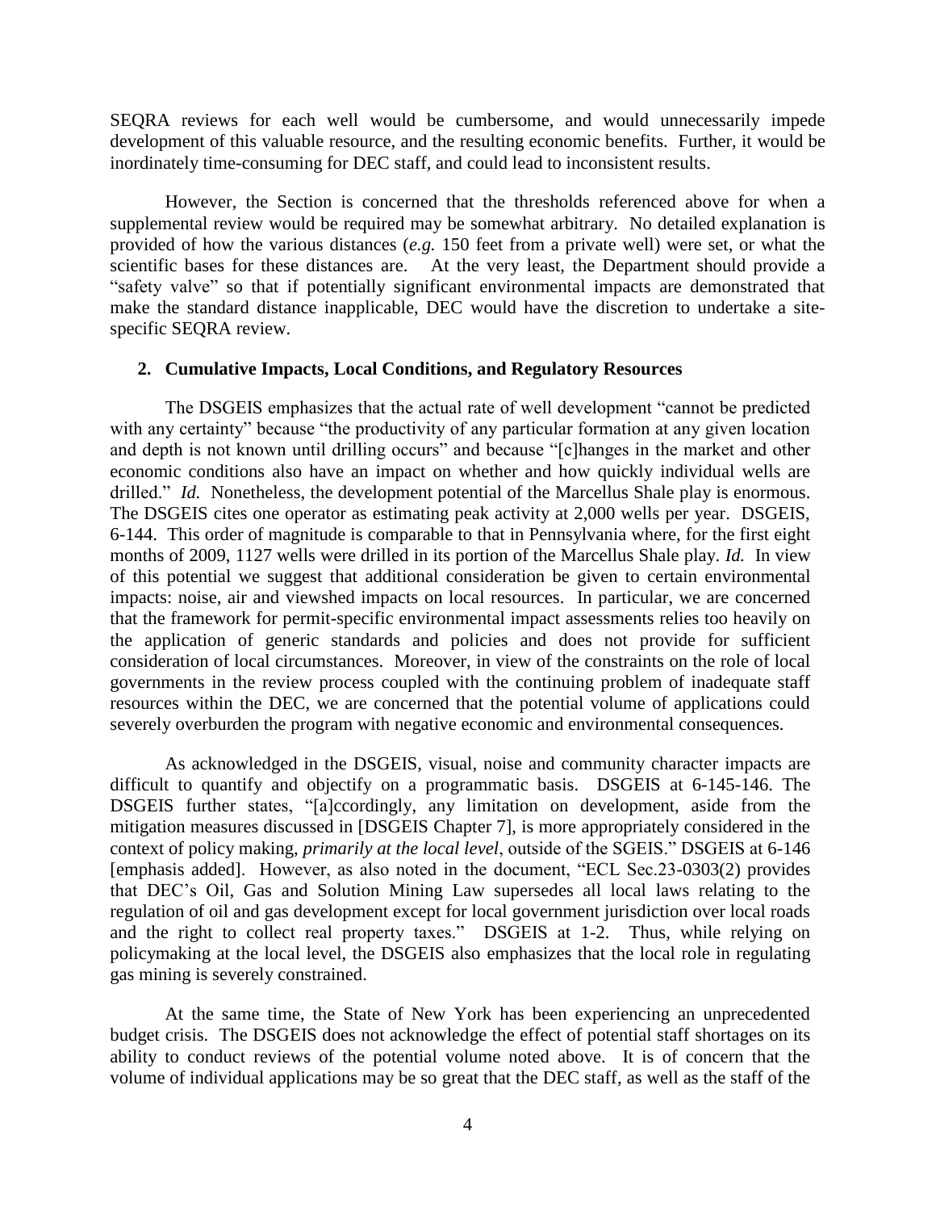SEQRA reviews for each well would be cumbersome, and would unnecessarily impede development of this valuable resource, and the resulting economic benefits. Further, it would be inordinately time-consuming for DEC staff, and could lead to inconsistent results.

However, the Section is concerned that the thresholds referenced above for when a supplemental review would be required may be somewhat arbitrary. No detailed explanation is provided of how the various distances (*e.g.* 150 feet from a private well) were set, or what the scientific bases for these distances are. At the very least, the Department should provide a "safety valve" so that if potentially significant environmental impacts are demonstrated that make the standard distance inapplicable, DEC would have the discretion to undertake a site-specific SEQRA review.

## 2. Cumulative Impacts, Local Conditions, and Regulatory Resources

The DSGEIS emphasizes that the actual rate of well development "cannot be predicted with any certainty" because "the productivity of any particular formation at any given location and depth is not known until drilling occurs" and because "[c]hanges in the market and other economic conditions also have an impact on whether and how quickly individual wells are drilled." *Id.* Nonetheless, the development potential of the Marcellus Shale play is enormous. The DSGEIS cites one operator as estimating peak activity at 2,000 wells per year. DSGEIS, 6-144. This order of magnitude is comparable to that in Pennsylvania where, for the first eight months of 2009, 1127 wells were drilled in its portion of the Marcellus Shale play. *Id.* In view of this potential we suggest that additional consideration be given to certain environmental impacts: noise, air and viewshed impacts on local resources. In particular, we are concerned that the framework for permit-specific environmental impact assessments relies too heavily on the application of generic standards and policies and does not provide for sufficient consideration of local circumstances. Moreover, in view of the constraints on the role of local governments in the review process coupled with the continuing problem of inadequate staff resources within the DEC, we are concerned that the potential volume of applications could severely overburden the program with negative economic and environmental consequences.

As acknowledged in the DSGEIS, visual, noise and community character impacts are difficult to quantify and objectify on a programmatic basis. DSGEIS at 6-145-146. The DSGEIS further states, "[a]ccordingly, any limitation on development, aside from the mitigation measures discussed in [DSGEIS Chapter 7], is more appropriately considered in the context of policy making, *primarily at the local level*, outside of the SGEIS." DSGEIS at 6-146 [emphasis added]. However, as also noted in the document, "ECL Sec.23-0303(2) provides that DEC's Oil, Gas and Solution Mining Law supersedes all local laws relating to the regulation of oil and gas development except for local government jurisdiction over local roads and the right to collect real property taxes." DSGEIS at 1-2. Thus, while relying on policymaking at the local level, the DSGEIS also emphasizes that the local role in regulating gas mining is severely constrained.

At the same time, the State of New York has been experiencing an unprecedented budget crisis. The DSGEIS does not acknowledge the effect of potential staff shortages on its ability to conduct reviews of the potential volume noted above. It is of concern that the volume of individual applications may be so great that the DEC staff, as well as the staff of the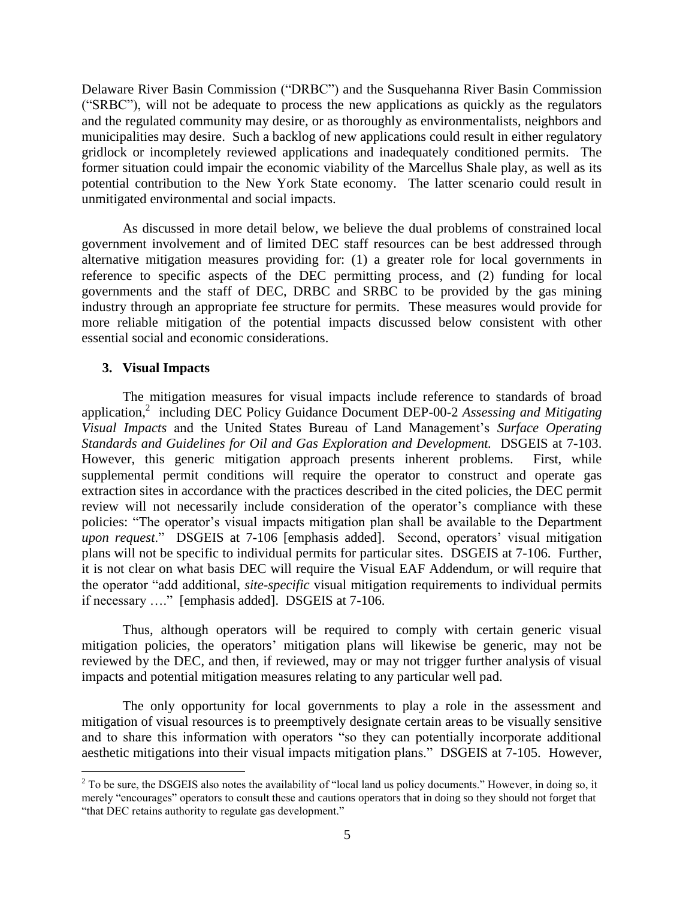Delaware River Basin Commission ("DRBC") and the Susquehanna River Basin Commission ("SRBC"), will not be adequate to process the new applications as quickly as the regulators and the regulated community may desire, or as thoroughly as environmentalists, neighbors and municipalities may desire. Such a backlog of new applications could result in either regulatory gridlock or incompletely reviewed applications and inadequately conditioned permits. The former situation could impair the economic viability of the Marcellus Shale play, as well as its potential contribution to the New York State economy. The latter scenario could result in unmitigated environmental and social impacts.

As discussed in more detail below, we believe the dual problems of constrained local government involvement and of limited DEC staff resources can be best addressed through alternative mitigation measures providing for: (1) a greater role for local governments in reference to specific aspects of the DEC permitting process, and (2) funding for local governments and the staff of DEC, DRBC and SRBC to be provided by the gas mining industry through an appropriate fee structure for permits. These measures would provide for more reliable mitigation of the potential impacts discussed below consistent with other essential social and economic considerations.

### 3. Visual Impacts

The mitigation measures for visual impacts include reference to standards of broad application,[2] including DEC Policy Guidance Document DEP-00-2 *Assessing and Mitigating Visual Impacts* and the United States Bureau of Land Management's *Surface Operating Standards and Guidelines for Oil and Gas Exploration and Development.* DSGEIS at 7-103. However, this generic mitigation approach presents inherent problems. First, while supplemental permit conditions will require the operator to construct and operate gas extraction sites in accordance with the practices described in the cited policies, the DEC permit review will not necessarily include consideration of the operator's compliance with these policies: "The operator's visual impacts mitigation plan shall be available to the Department *upon request*." DSGEIS at 7-106 [emphasis added]. Second, operators' visual mitigation plans will not be specific to individual permits for particular sites. DSGEIS at 7-106. Further, it is not clear on what basis DEC will require the Visual EAF Addendum, or will require that the operator "add additional, *site-specific* visual mitigation requirements to individual permits if necessary …." [emphasis added]. DSGEIS at 7-106.

Thus, although operators will be required to comply with certain generic visual mitigation policies, the operators' mitigation plans will likewise be generic, may not be reviewed by the DEC, and then, if reviewed, may or may not trigger further analysis of visual impacts and potential mitigation measures relating to any particular well pad.

The only opportunity for local governments to play a role in the assessment and mitigation of visual resources is to preemptively designate certain areas to be visually sensitive and to share this information with operators "so they can potentially incorporate additional aesthetic mitigations into their visual impacts mitigation plans." DSGEIS at 7-105. However,

---

[2] To be sure, the DSGEIS also notes the availability of "local land us policy documents." However, in doing so, it merely "encourages" operators to consult these and cautions operators that in doing so they should not forget that "that DEC retains authority to regulate gas development."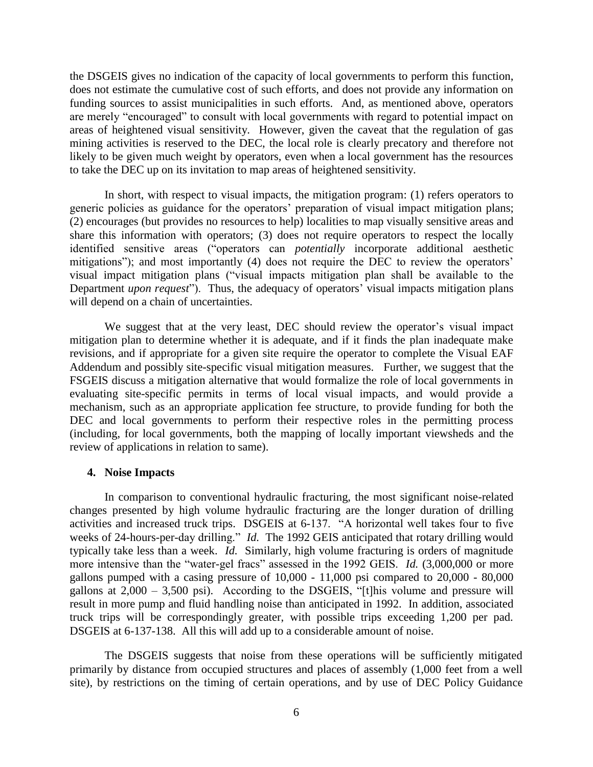the DSGEIS gives no indication of the capacity of local governments to perform this function, does not estimate the cumulative cost of such efforts, and does not provide any information on funding sources to assist municipalities in such efforts. And, as mentioned above, operators are merely "encouraged" to consult with local governments with regard to potential impact on areas of heightened visual sensitivity. However, given the caveat that the regulation of gas mining activities is reserved to the DEC, the local role is clearly precatory and therefore not likely to be given much weight by operators, even when a local government has the resources to take the DEC up on its invitation to map areas of heightened sensitivity.

In short, with respect to visual impacts, the mitigation program: (1) refers operators to generic policies as guidance for the operators' preparation of visual impact mitigation plans; (2) encourages (but provides no resources to help) localities to map visually sensitive areas and share this information with operators; (3) does not require operators to respect the locally identified sensitive areas ("operators can *potentially* incorporate additional aesthetic mitigations"); and most importantly (4) does not require the DEC to review the operators' visual impact mitigation plans ("visual impacts mitigation plan shall be available to the Department *upon request*"). Thus, the adequacy of operators' visual impacts mitigation plans will depend on a chain of uncertainties.

We suggest that at the very least, DEC should review the operator's visual impact mitigation plan to determine whether it is adequate, and if it finds the plan inadequate make revisions, and if appropriate for a given site require the operator to complete the Visual EAF Addendum and possibly site-specific visual mitigation measures. Further, we suggest that the FSGEIS discuss a mitigation alternative that would formalize the role of local governments in evaluating site-specific permits in terms of local visual impacts, and would provide a mechanism, such as an appropriate application fee structure, to provide funding for both the DEC and local governments to perform their respective roles in the permitting process (including, for local governments, both the mapping of locally important viewsheds and the review of applications in relation to same).

#### 4. Noise Impacts

In comparison to conventional hydraulic fracturing, the most significant noise-related changes presented by high volume hydraulic fracturing are the longer duration of drilling activities and increased truck trips. DSGEIS at 6-137. "A horizontal well takes four to five weeks of 24-hours-per-day drilling." *Id.* The 1992 GEIS anticipated that rotary drilling would typically take less than a week. *Id.* Similarly, high volume fracturing is orders of magnitude more intensive than the "water-gel fracs" assessed in the 1992 GEIS. *Id.* (3,000,000 or more gallons pumped with a casing pressure of 10,000 - 11,000 psi compared to 20,000 - 80,000 gallons at 2,000 – 3,500 psi). According to the DSGEIS, "[t]his volume and pressure will result in more pump and fluid handling noise than anticipated in 1992. In addition, associated truck trips will be correspondingly greater, with possible trips exceeding 1,200 per pad. DSGEIS at 6-137-138. All this will add up to a considerable amount of noise.

The DSGEIS suggests that noise from these operations will be sufficiently mitigated primarily by distance from occupied structures and places of assembly (1,000 feet from a well site), by restrictions on the timing of certain operations, and by use of DEC Policy Guidance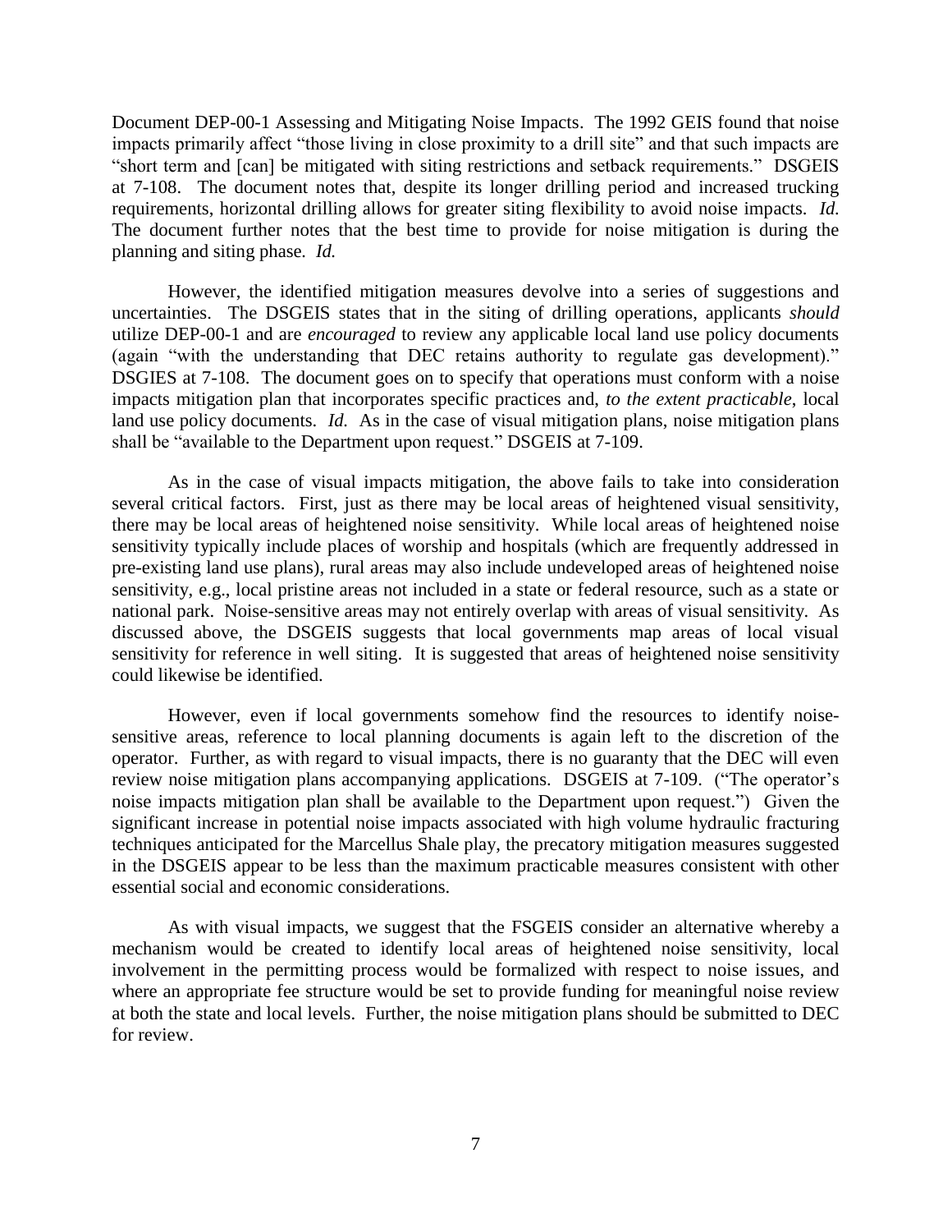Document DEP-00-1 Assessing and Mitigating Noise Impacts. The 1992 GEIS found that noise impacts primarily affect "those living in close proximity to a drill site" and that such impacts are "short term and [can] be mitigated with siting restrictions and setback requirements." DSGEIS at 7-108. The document notes that, despite its longer drilling period and increased trucking requirements, horizontal drilling allows for greater siting flexibility to avoid noise impacts. *Id.* The document further notes that the best time to provide for noise mitigation is during the planning and siting phase. *Id.*

However, the identified mitigation measures devolve into a series of suggestions and uncertainties. The DSGEIS states that in the siting of drilling operations, applicants *should* utilize DEP-00-1 and are *encouraged* to review any applicable local land use policy documents (again "with the understanding that DEC retains authority to regulate gas development)." DSGIES at 7-108. The document goes on to specify that operations must conform with a noise impacts mitigation plan that incorporates specific practices and, *to the extent practicable*, local land use policy documents. *Id.* As in the case of visual mitigation plans, noise mitigation plans shall be "available to the Department upon request." DSGEIS at 7-109.

As in the case of visual impacts mitigation, the above fails to take into consideration several critical factors. First, just as there may be local areas of heightened visual sensitivity, there may be local areas of heightened noise sensitivity. While local areas of heightened noise sensitivity typically include places of worship and hospitals (which are frequently addressed in pre-existing land use plans), rural areas may also include undeveloped areas of heightened noise sensitivity, e.g., local pristine areas not included in a state or federal resource, such as a state or national park. Noise-sensitive areas may not entirely overlap with areas of visual sensitivity. As discussed above, the DSGEIS suggests that local governments map areas of local visual sensitivity for reference in well siting. It is suggested that areas of heightened noise sensitivity could likewise be identified.

However, even if local governments somehow find the resources to identify noise-sensitive areas, reference to local planning documents is again left to the discretion of the operator. Further, as with regard to visual impacts, there is no guaranty that the DEC will even review noise mitigation plans accompanying applications. DSGEIS at 7-109. ("The operator's noise impacts mitigation plan shall be available to the Department upon request.") Given the significant increase in potential noise impacts associated with high volume hydraulic fracturing techniques anticipated for the Marcellus Shale play, the precatory mitigation measures suggested in the DSGEIS appear to be less than the maximum practicable measures consistent with other essential social and economic considerations.

As with visual impacts, we suggest that the FSGEIS consider an alternative whereby a mechanism would be created to identify local areas of heightened noise sensitivity, local involvement in the permitting process would be formalized with respect to noise issues, and where an appropriate fee structure would be set to provide funding for meaningful noise review at both the state and local levels. Further, the noise mitigation plans should be submitted to DEC for review.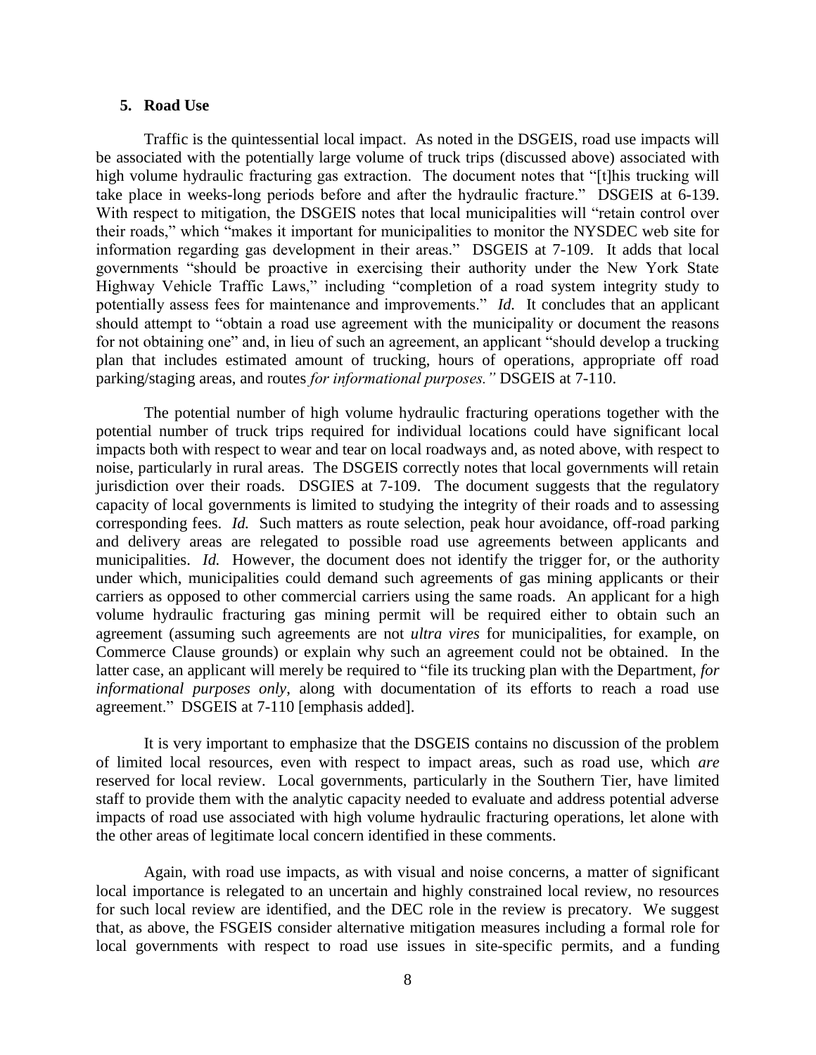### 5. Road Use

Traffic is the quintessential local impact. As noted in the DSGEIS, road use impacts will be associated with the potentially large volume of truck trips (discussed above) associated with high volume hydraulic fracturing gas extraction. The document notes that "[t]his trucking will take place in weeks-long periods before and after the hydraulic fracture." DSGEIS at 6-139. With respect to mitigation, the DSGEIS notes that local municipalities will "retain control over their roads," which "makes it important for municipalities to monitor the NYSDEC web site for information regarding gas development in their areas." DSGEIS at 7-109. It adds that local governments "should be proactive in exercising their authority under the New York State Highway Vehicle Traffic Laws," including "completion of a road system integrity study to potentially assess fees for maintenance and improvements." *Id.* It concludes that an applicant should attempt to "obtain a road use agreement with the municipality or document the reasons for not obtaining one" and, in lieu of such an agreement, an applicant "should develop a trucking plan that includes estimated amount of trucking, hours of operations, appropriate off road parking/staging areas, and routes *for informational purposes."* DSGEIS at 7-110.

The potential number of high volume hydraulic fracturing operations together with the potential number of truck trips required for individual locations could have significant local impacts both with respect to wear and tear on local roadways and, as noted above, with respect to noise, particularly in rural areas. The DSGEIS correctly notes that local governments will retain jurisdiction over their roads. DSGIES at 7-109. The document suggests that the regulatory capacity of local governments is limited to studying the integrity of their roads and to assessing corresponding fees. *Id.* Such matters as route selection, peak hour avoidance, off-road parking and delivery areas are relegated to possible road use agreements between applicants and municipalities. *Id.* However, the document does not identify the trigger for, or the authority under which, municipalities could demand such agreements of gas mining applicants or their carriers as opposed to other commercial carriers using the same roads. An applicant for a high volume hydraulic fracturing gas mining permit will be required either to obtain such an agreement (assuming such agreements are not *ultra vires* for municipalities, for example, on Commerce Clause grounds) or explain why such an agreement could not be obtained. In the latter case, an applicant will merely be required to "file its trucking plan with the Department, *for informational purposes only*, along with documentation of its efforts to reach a road use agreement." DSGEIS at 7-110 [emphasis added].

It is very important to emphasize that the DSGEIS contains no discussion of the problem of limited local resources, even with respect to impact areas, such as road use, which *are* reserved for local review. Local governments, particularly in the Southern Tier, have limited staff to provide them with the analytic capacity needed to evaluate and address potential adverse impacts of road use associated with high volume hydraulic fracturing operations, let alone with the other areas of legitimate local concern identified in these comments.

Again, with road use impacts, as with visual and noise concerns, a matter of significant local importance is relegated to an uncertain and highly constrained local review, no resources for such local review are identified, and the DEC role in the review is precatory. We suggest that, as above, the FSGEIS consider alternative mitigation measures including a formal role for local governments with respect to road use issues in site-specific permits, and a funding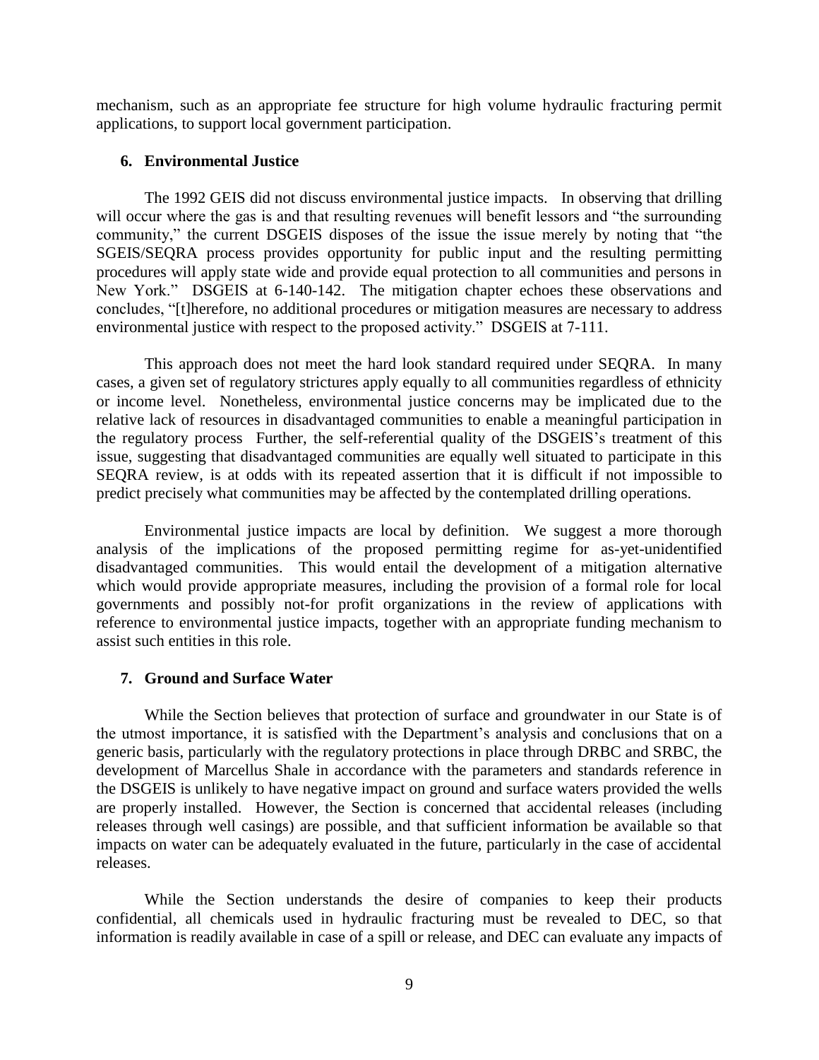mechanism, such as an appropriate fee structure for high volume hydraulic fracturing permit applications, to support local government participation.

### 6. Environmental Justice

The 1992 GEIS did not discuss environmental justice impacts. In observing that drilling will occur where the gas is and that resulting revenues will benefit lessors and "the surrounding community," the current DSGEIS disposes of the issue the issue merely by noting that "the SGEIS/SEQRA process provides opportunity for public input and the resulting permitting procedures will apply state wide and provide equal protection to all communities and persons in New York." DSGEIS at 6-140-142. The mitigation chapter echoes these observations and concludes, "[t]herefore, no additional procedures or mitigation measures are necessary to address environmental justice with respect to the proposed activity." DSGEIS at 7-111.

This approach does not meet the hard look standard required under SEQRA. In many cases, a given set of regulatory strictures apply equally to all communities regardless of ethnicity or income level. Nonetheless, environmental justice concerns may be implicated due to the relative lack of resources in disadvantaged communities to enable a meaningful participation in the regulatory process Further, the self-referential quality of the DSGEIS's treatment of this issue, suggesting that disadvantaged communities are equally well situated to participate in this SEQRA review, is at odds with its repeated assertion that it is difficult if not impossible to predict precisely what communities may be affected by the contemplated drilling operations.

Environmental justice impacts are local by definition. We suggest a more thorough analysis of the implications of the proposed permitting regime for as-yet-unidentified disadvantaged communities. This would entail the development of a mitigation alternative which would provide appropriate measures, including the provision of a formal role for local governments and possibly not-for profit organizations in the review of applications with reference to environmental justice impacts, together with an appropriate funding mechanism to assist such entities in this role.

### 7. Ground and Surface Water

While the Section believes that protection of surface and groundwater in our State is of the utmost importance, it is satisfied with the Department's analysis and conclusions that on a generic basis, particularly with the regulatory protections in place through DRBC and SRBC, the development of Marcellus Shale in accordance with the parameters and standards reference in the DSGEIS is unlikely to have negative impact on ground and surface waters provided the wells are properly installed. However, the Section is concerned that accidental releases (including releases through well casings) are possible, and that sufficient information be available so that impacts on water can be adequately evaluated in the future, particularly in the case of accidental releases.

While the Section understands the desire of companies to keep their products confidential, all chemicals used in hydraulic fracturing must be revealed to DEC, so that information is readily available in case of a spill or release, and DEC can evaluate any impacts of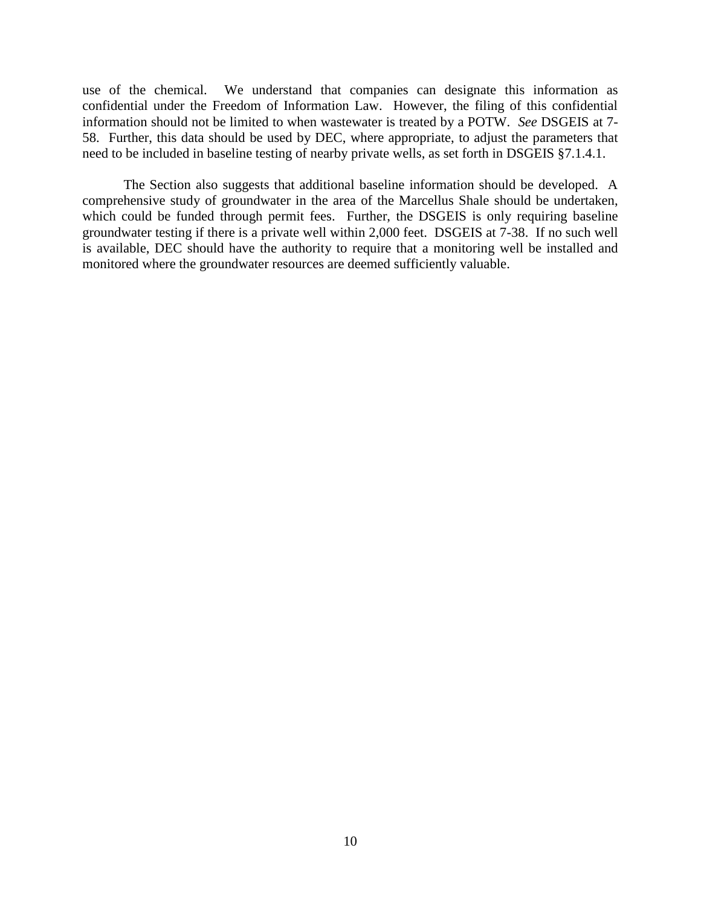use of the chemical. We understand that companies can designate this information as confidential under the Freedom of Information Law. However, the filing of this confidential information should not be limited to when wastewater is treated by a POTW. *See* DSGEIS at 7-58. Further, this data should be used by DEC, where appropriate, to adjust the parameters that need to be included in baseline testing of nearby private wells, as set forth in DSGEIS §7.1.4.1.

The Section also suggests that additional baseline information should be developed. A comprehensive study of groundwater in the area of the Marcellus Shale should be undertaken, which could be funded through permit fees. Further, the DSGEIS is only requiring baseline groundwater testing if there is a private well within 2,000 feet. DSGEIS at 7-38. If no such well is available, DEC should have the authority to require that a monitoring well be installed and monitored where the groundwater resources are deemed sufficiently valuable.